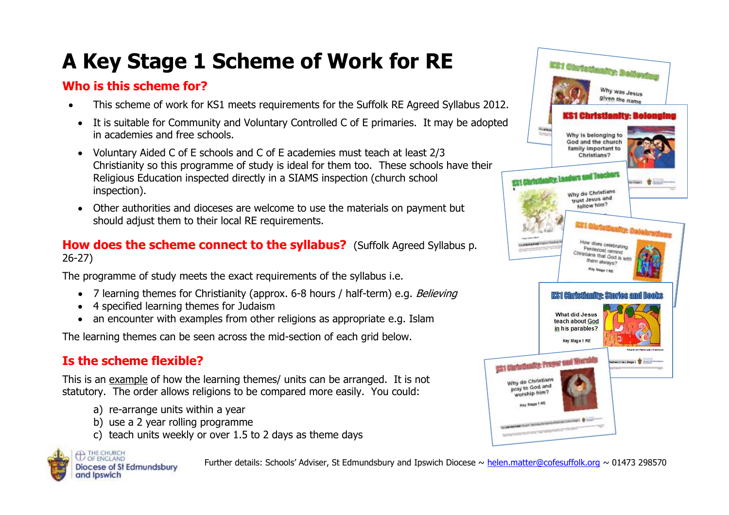# A Key Stage 1 Scheme of Work for RE

## Who is this scheme for?

- This scheme of work for KS1 meets requirements for the Suffolk RE Agreed Syllabus 2012.
- It is suitable for Community and Voluntary Controlled C of E primaries. It may be adopted in academies and free schools.
- Voluntary Aided C of E schools and C of E academies must teach at least 2/3 Christianity so this programme of study is ideal for them too. These schools have their Religious Education inspected directly in a SIAMS inspection (church school inspection).
- Other authorities and dioceses are welcome to use the materials on payment but should adjust them to their local RE requirements.

## How does the scheme connect to the syllabus? (Suffolk Agreed Syllabus p. 26-27)

The programme of study meets the exact requirements of the syllabus i.e.

- 7 learning themes for Christianity (approx. 6-8 hours / half-term) e.g. *Believing*
- 4 specified learning themes for Judaism
- an encounter with examples from other religions as appropriate e.g. Islam

The learning themes can be seen across the mid-section of each grid below.

## Is the scheme flexible?

This is an example of how the learning themes/ units can be arranged. It is not statutory. The order allows religions to be compared more easily. You could:

a) re-arrange units within a year
b) use a 2 year rolling programme
c) teach units weekly or over 1.5 to 2 days as theme days

KS1 Christianity: Believing — Why was Jesus given the name...

KS1 Christianity: Belonging — Why is belonging to God and the church family important to Christians?

KS1 Christianity: Leaders and Teachers — Why do Christians trust Jesus and follow him?

KS1 Christianity: Celebrations — How does celebrating Pentecost remind Christians that God is with them always? Key Stage 1 RE

KS1 Christianity: Stories and Books — What did Jesus teach about God in his parables? Key Stage 1 RE

KS1 Christianity: Prayer and Worship — Why do Christians pray to God and worship him? Key Stage 1 RE

The Church of England Diocese of St Edmundsbury and Ipswich

Further details: Schools' Adviser, St Edmundsbury and Ipswich Diocese ~ helen.matter@cofesuffolk.org ~ 01473 298570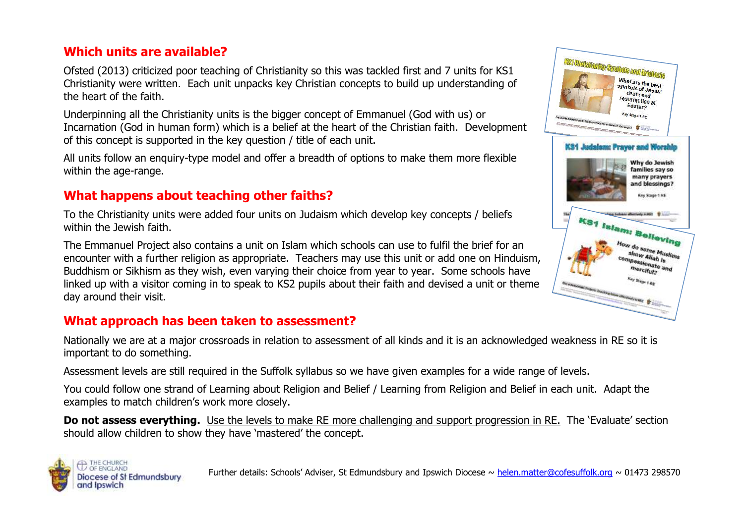## Which units are available?

Ofsted (2013) criticized poor teaching of Christianity so this was tackled first and 7 units for KS1 Christianity were written. Each unit unpacks key Christian concepts to build up understanding of the heart of the faith.

Underpinning all the Christianity units is the bigger concept of Emmanuel (God with us) or Incarnation (God in human form) which is a belief at the heart of the Christian faith. Development of this concept is supported in the key question / title of each unit.

All units follow an enquiry-type model and offer a breadth of options to make them more flexible within the age-range.

## What happens about teaching other faiths?

To the Christianity units were added four units on Judaism which develop key concepts / beliefs within the Jewish faith.

The Emmanuel Project also contains a unit on Islam which schools can use to fulfil the brief for an encounter with a further religion as appropriate. Teachers may use this unit or add one on Hinduism, Buddhism or Sikhism as they wish, even varying their choice from year to year. Some schools have linked up with a visitor coming in to speak to KS2 pupils about their faith and devised a unit or theme day around their visit.

## What approach has been taken to assessment?

Nationally we are at a major crossroads in relation to assessment of all kinds and it is an acknowledged weakness in RE so it is important to do something.

Assessment levels are still required in the Suffolk syllabus so we have given examples for a wide range of levels.

You could follow one strand of Learning about Religion and Belief / Learning from Religion and Belief in each unit. Adapt the examples to match children's work more closely.

**Do not assess everything.** Use the levels to make RE more challenging and support progression in RE. The 'Evaluate' section should allow children to show they have 'mastered' the concept.

Further details: Schools' Adviser, St Edmundsbury and Ipswich Diocese ~ helen.matter@cofesuffolk.org ~ 01473 298570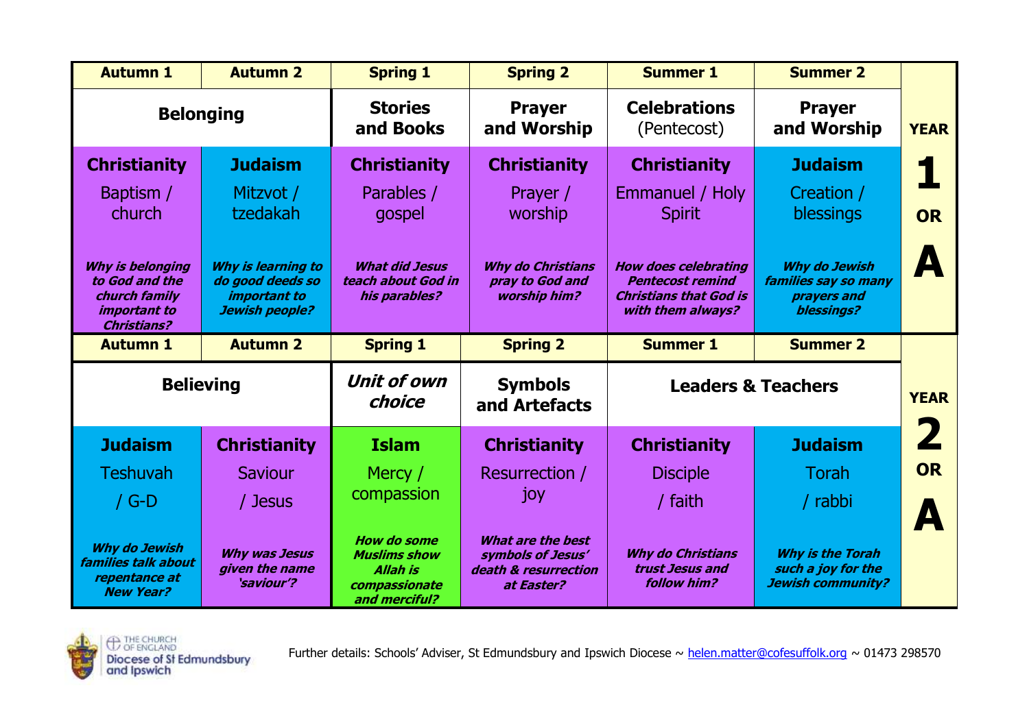| Autumn 1 | Autumn 2 | Spring 1 | Spring 2 | Summer 1 | Summer 2 | |
|---|---|---|---|---|---|---|
| **Belonging** | | **Stories and Books** | **Prayer and Worship** | **Celebrations** (Pentecost) | **Prayer and Worship** | **YEAR 1 OR A** |
| **Christianity** Baptism / church | **Judaism** Mitzvot / tzedakah | **Christianity** Parables / gospel | **Christianity** Prayer / worship | **Christianity** Emmanuel / Holy Spirit | **Judaism** Creation / blessings | |
| ***Why is belonging to God and the church family important to Christians?*** | ***Why is learning to do good deeds so important to Jewish people?*** | ***What did Jesus teach about God in his parables?*** | ***Why do Christians pray to God and worship him?*** | ***How does celebrating Pentecost remind Christians that God is with them always?*** | ***Why do Jewish families say so many prayers and blessings?*** | |
| **Autumn 1** | **Autumn 2** | **Spring 1** | **Spring 2** | **Summer 1** | **Summer 2** | |
| **Believing** | | ***Unit of own choice*** | **Symbols and Artefacts** | **Leaders & Teachers** | | **YEAR 2 OR A** |
| **Judaism** Teshuvah / G-D | **Christianity** Saviour / Jesus | **Islam** Mercy / compassion | **Christianity** Resurrection / joy | **Christianity** Disciple / faith | **Judaism** Torah / rabbi | |
| ***Why do Jewish families talk about repentance at New Year?*** | ***Why was Jesus given the name 'saviour'?*** | ***How do some Muslims show Allah is compassionate and merciful?*** | ***What are the best symbols of Jesus' death & resurrection at Easter?*** | ***Why do Christians trust Jesus and follow him?*** | ***Why is the Torah such a joy for the Jewish community?*** | |

THE CHURCH OF ENGLAND
Diocese of St Edmundsbury and Ipswich

Further details: Schools' Adviser, St Edmundsbury and Ipswich Diocese ~ helen.matter@cofesuffolk.org ~ 01473 298570